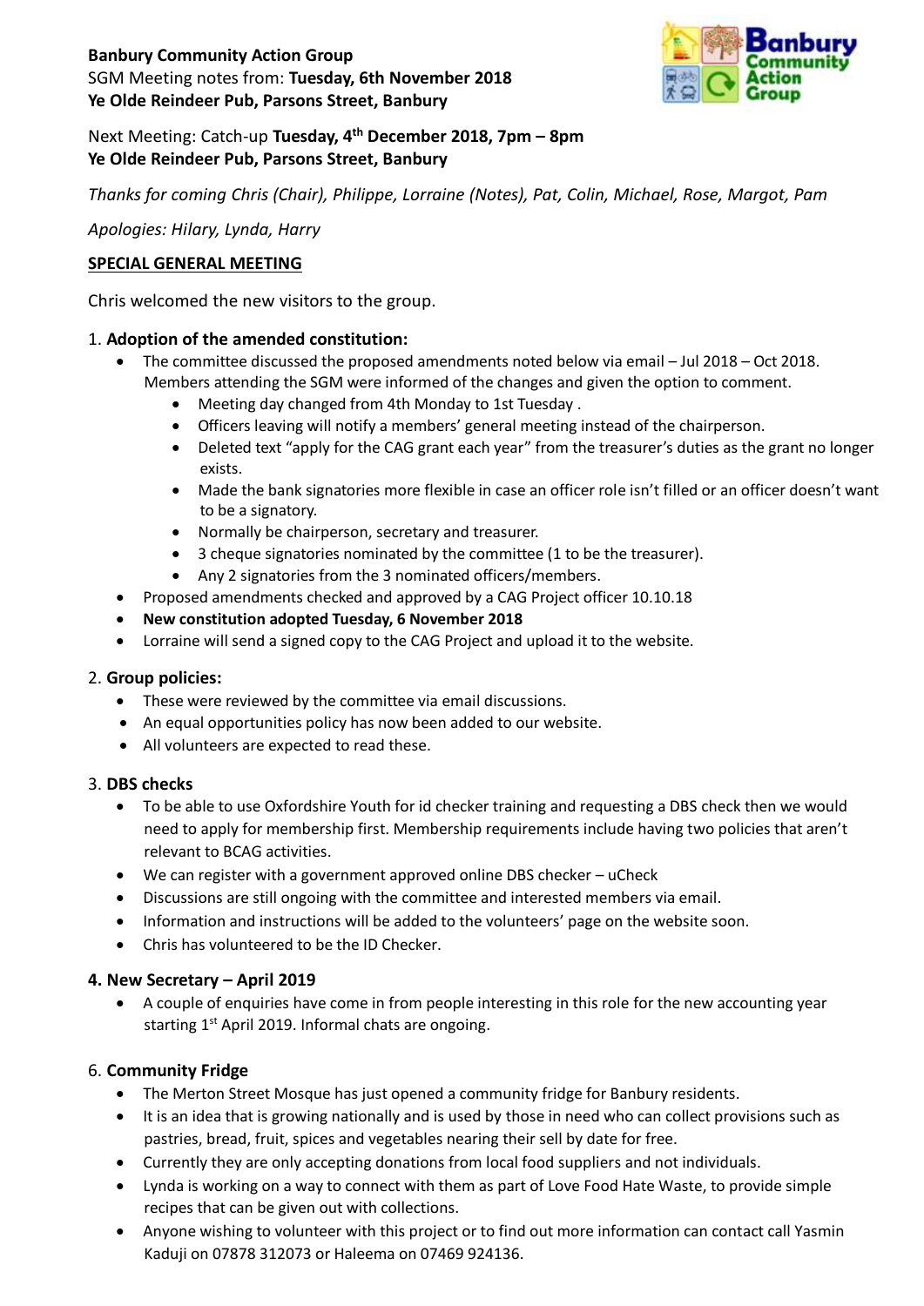**Banbury Community Action Group**
SGM Meeting notes from: **Tuesday, 6th November 2018**
**Ye Olde Reindeer Pub, Parsons Street, Banbury**

Next Meeting: Catch-up **Tuesday, 4th December 2018, 7pm – 8pm**
**Ye Olde Reindeer Pub, Parsons Street, Banbury**

*Thanks for coming Chris (Chair), Philippe, Lorraine (Notes), Pat, Colin, Michael, Rose, Margot, Pam*

*Apologies: Hilary, Lynda, Harry*

## SPECIAL GENERAL MEETING

Chris welcomed the new visitors to the group.

### 1. Adoption of the amended constitution:

- The committee discussed the proposed amendments noted below via email – Jul 2018 – Oct 2018. Members attending the SGM were informed of the changes and given the option to comment.
  - Meeting day changed from 4th Monday to 1st Tuesday .
  - Officers leaving will notify a members' general meeting instead of the chairperson.
  - Deleted text "apply for the CAG grant each year" from the treasurer's duties as the grant no longer exists.
  - Made the bank signatories more flexible in case an officer role isn't filled or an officer doesn't want to be a signatory.
  - Normally be chairperson, secretary and treasurer.
  - 3 cheque signatories nominated by the committee (1 to be the treasurer).
  - Any 2 signatories from the 3 nominated officers/members.
- Proposed amendments checked and approved by a CAG Project officer 10.10.18
- **New constitution adopted Tuesday, 6 November 2018**
- Lorraine will send a signed copy to the CAG Project and upload it to the website.

### 2. Group policies:

- These were reviewed by the committee via email discussions.
- An equal opportunities policy has now been added to our website.
- All volunteers are expected to read these.

### 3. DBS checks

- To be able to use Oxfordshire Youth for id checker training and requesting a DBS check then we would need to apply for membership first. Membership requirements include having two policies that aren't relevant to BCAG activities.
- We can register with a government approved online DBS checker – uCheck
- Discussions are still ongoing with the committee and interested members via email.
- Information and instructions will be added to the volunteers' page on the website soon.
- Chris has volunteered to be the ID Checker.

### 4. New Secretary – April 2019

- A couple of enquiries have come in from people interesting in this role for the new accounting year starting 1st April 2019. Informal chats are ongoing.

### 6. Community Fridge

- The Merton Street Mosque has just opened a community fridge for Banbury residents.
- It is an idea that is growing nationally and is used by those in need who can collect provisions such as pastries, bread, fruit, spices and vegetables nearing their sell by date for free.
- Currently they are only accepting donations from local food suppliers and not individuals.
- Lynda is working on a way to connect with them as part of Love Food Hate Waste, to provide simple recipes that can be given out with collections.
- Anyone wishing to volunteer with this project or to find out more information can contact call Yasmin Kaduji on 07878 312073 or Haleema on 07469 924136.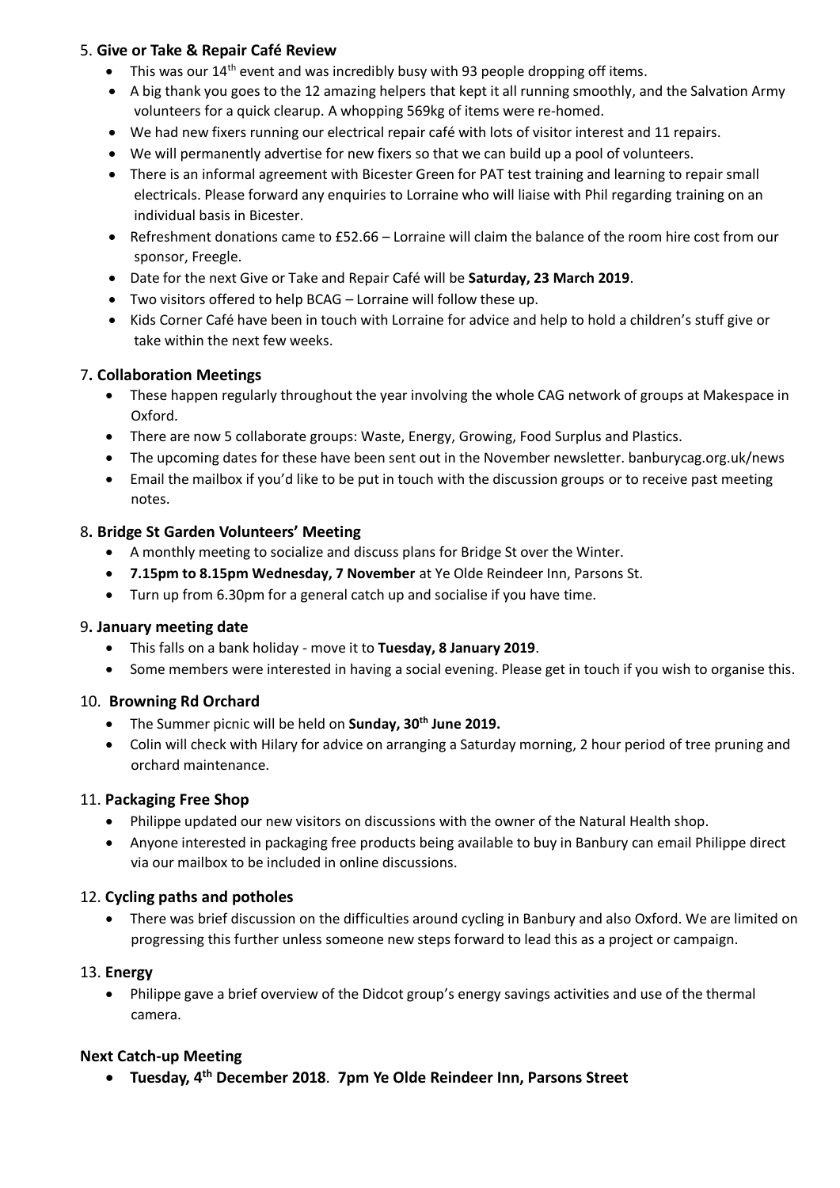### 5. **Give or Take & Repair Café Review**

- This was our 14th event and was incredibly busy with 93 people dropping off items.
- A big thank you goes to the 12 amazing helpers that kept it all running smoothly, and the Salvation Army volunteers for a quick clearup. A whopping 569kg of items were re-homed.
- We had new fixers running our electrical repair café with lots of visitor interest and 11 repairs.
- We will permanently advertise for new fixers so that we can build up a pool of volunteers.
- There is an informal agreement with Bicester Green for PAT test training and learning to repair small electricals. Please forward any enquiries to Lorraine who will liaise with Phil regarding training on an individual basis in Bicester.
- Refreshment donations came to £52.66 – Lorraine will claim the balance of the room hire cost from our sponsor, Freegle.
- Date for the next Give or Take and Repair Café will be **Saturday, 23 March 2019**.
- Two visitors offered to help BCAG – Lorraine will follow these up.
- Kids Corner Café have been in touch with Lorraine for advice and help to hold a children's stuff give or take within the next few weeks.

### 7**. Collaboration Meetings**

- These happen regularly throughout the year involving the whole CAG network of groups at Makespace in Oxford.
- There are now 5 collaborate groups: Waste, Energy, Growing, Food Surplus and Plastics.
- The upcoming dates for these have been sent out in the November newsletter. banburycag.org.uk/news
- Email the mailbox if you'd like to be put in touch with the discussion groups or to receive past meeting notes.

### 8**. Bridge St Garden Volunteers' Meeting**

- A monthly meeting to socialize and discuss plans for Bridge St over the Winter.
- **7.15pm to 8.15pm Wednesday, 7 November** at Ye Olde Reindeer Inn, Parsons St.
- Turn up from 6.30pm for a general catch up and socialise if you have time.

### 9**. January meeting date**

- This falls on a bank holiday - move it to **Tuesday, 8 January 2019**.
- Some members were interested in having a social evening. Please get in touch if you wish to organise this.

### 10. **Browning Rd Orchard**

- The Summer picnic will be held on **Sunday, 30th June 2019.**
- Colin will check with Hilary for advice on arranging a Saturday morning, 2 hour period of tree pruning and orchard maintenance.

### 11. **Packaging Free Shop**

- Philippe updated our new visitors on discussions with the owner of the Natural Health shop.
- Anyone interested in packaging free products being available to buy in Banbury can email Philippe direct via our mailbox to be included in online discussions.

### 12. **Cycling paths and potholes**

- There was brief discussion on the difficulties around cycling in Banbury and also Oxford. We are limited on progressing this further unless someone new steps forward to lead this as a project or campaign.

### 13. **Energy**

- Philippe gave a brief overview of the Didcot group's energy savings activities and use of the thermal camera.

### **Next Catch-up Meeting**

- **Tuesday, 4th December 2018**. **7pm Ye Olde Reindeer Inn, Parsons Street**